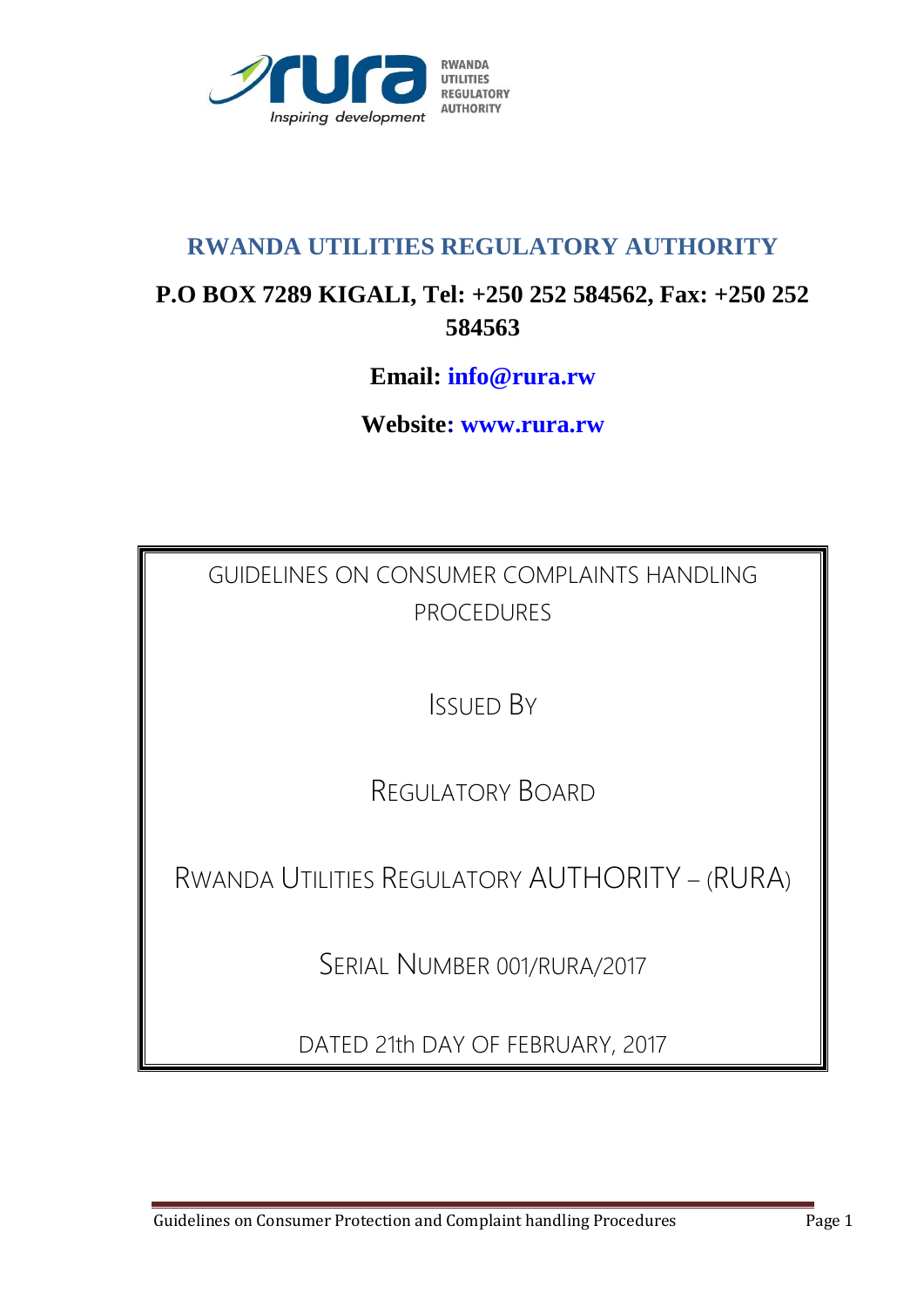# RWANDA UTILITIES REGULATORY AUTHORITY

**P.O BOX 7289 KIGALI, Tel: +250 252 584562, Fax: +250 252 584563**

**Email: info@rura.rw**

**Website: www.rura.rw**

GUIDELINES ON CONSUMER COMPLAINTS HANDLING PROCEDURES

ISSUED BY

REGULATORY BOARD

RWANDA UTILITIES REGULATORY AUTHORITY – (RURA)

SERIAL NUMBER 001/RURA/2017

DATED 21th DAY OF FEBRUARY, 2017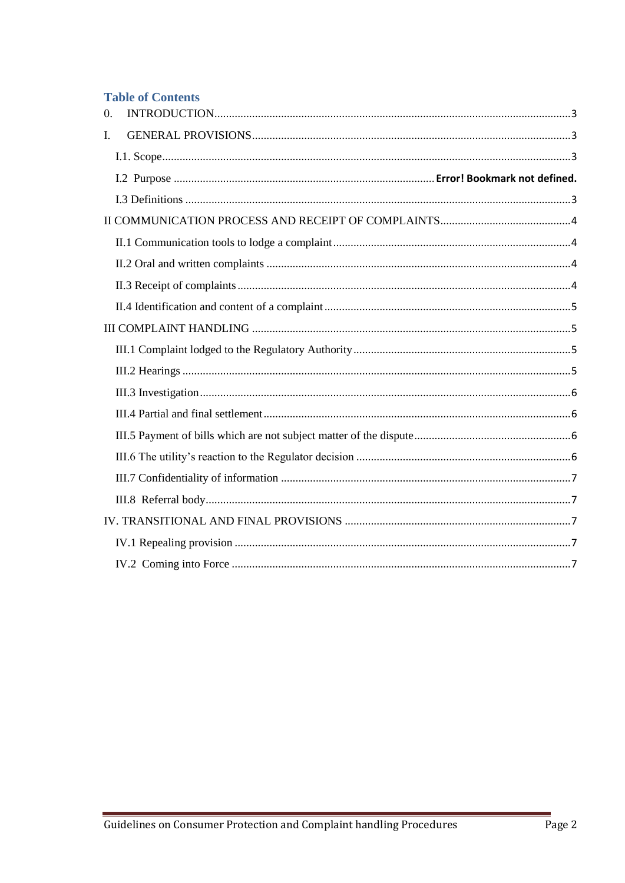## Table of Contents

0. INTRODUCTION ..... 3

I. GENERAL PROVISIONS ..... 3

- I.1. Scope ..... 3
- I.2 Purpose ..... **Error! Bookmark not defined.**
- I.3 Definitions ..... 3

II COMMUNICATION PROCESS AND RECEIPT OF COMPLAINTS ..... 4

- II.1 Communication tools to lodge a complaint ..... 4
- II.2 Oral and written complaints ..... 4
- II.3 Receipt of complaints ..... 4
- II.4 Identification and content of a complaint ..... 5

III COMPLAINT HANDLING ..... 5

- III.1 Complaint lodged to the Regulatory Authority ..... 5
- III.2 Hearings ..... 5
- III.3 Investigation ..... 6
- III.4 Partial and final settlement ..... 6
- III.5 Payment of bills which are not subject matter of the dispute ..... 6
- III.6 The utility's reaction to the Regulator decision ..... 6
- III.7 Confidentiality of information ..... 7
- III.8 Referral body ..... 7

IV. TRANSITIONAL AND FINAL PROVISIONS ..... 7

- IV.1 Repealing provision ..... 7
- IV.2 Coming into Force ..... 7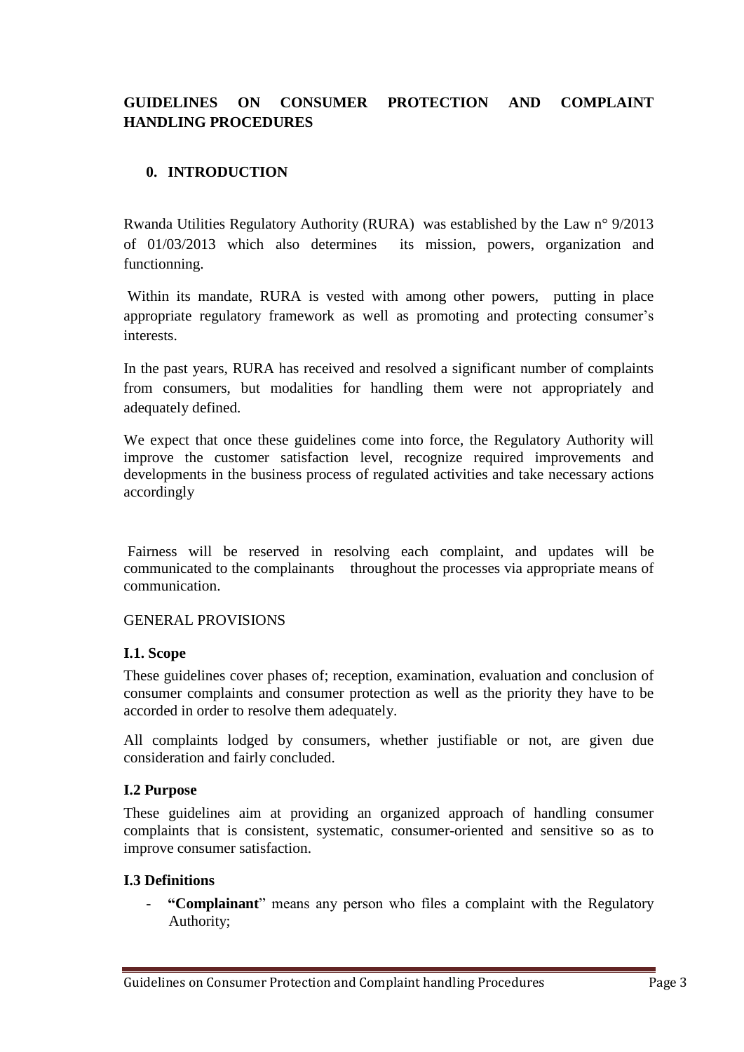# GUIDELINES ON CONSUMER PROTECTION AND COMPLAINT HANDLING PROCEDURES

## 0. INTRODUCTION

Rwanda Utilities Regulatory Authority (RURA) was established by the Law n° 9/2013 of 01/03/2013 which also determines its mission, powers, organization and functionning.

Within its mandate, RURA is vested with among other powers, putting in place appropriate regulatory framework as well as promoting and protecting consumer's interests.

In the past years, RURA has received and resolved a significant number of complaints from consumers, but modalities for handling them were not appropriately and adequately defined.

We expect that once these guidelines come into force, the Regulatory Authority will improve the customer satisfaction level, recognize required improvements and developments in the business process of regulated activities and take necessary actions accordingly

Fairness will be reserved in resolving each complaint, and updates will be communicated to the complainants throughout the processes via appropriate means of communication.

GENERAL PROVISIONS

### I.1. Scope

These guidelines cover phases of; reception, examination, evaluation and conclusion of consumer complaints and consumer protection as well as the priority they have to be accorded in order to resolve them adequately.

All complaints lodged by consumers, whether justifiable or not, are given due consideration and fairly concluded.

### I.2 Purpose

These guidelines aim at providing an organized approach of handling consumer complaints that is consistent, systematic, consumer-oriented and sensitive so as to improve consumer satisfaction.

### I.3 Definitions

- **"Complainant"** means any person who files a complaint with the Regulatory Authority;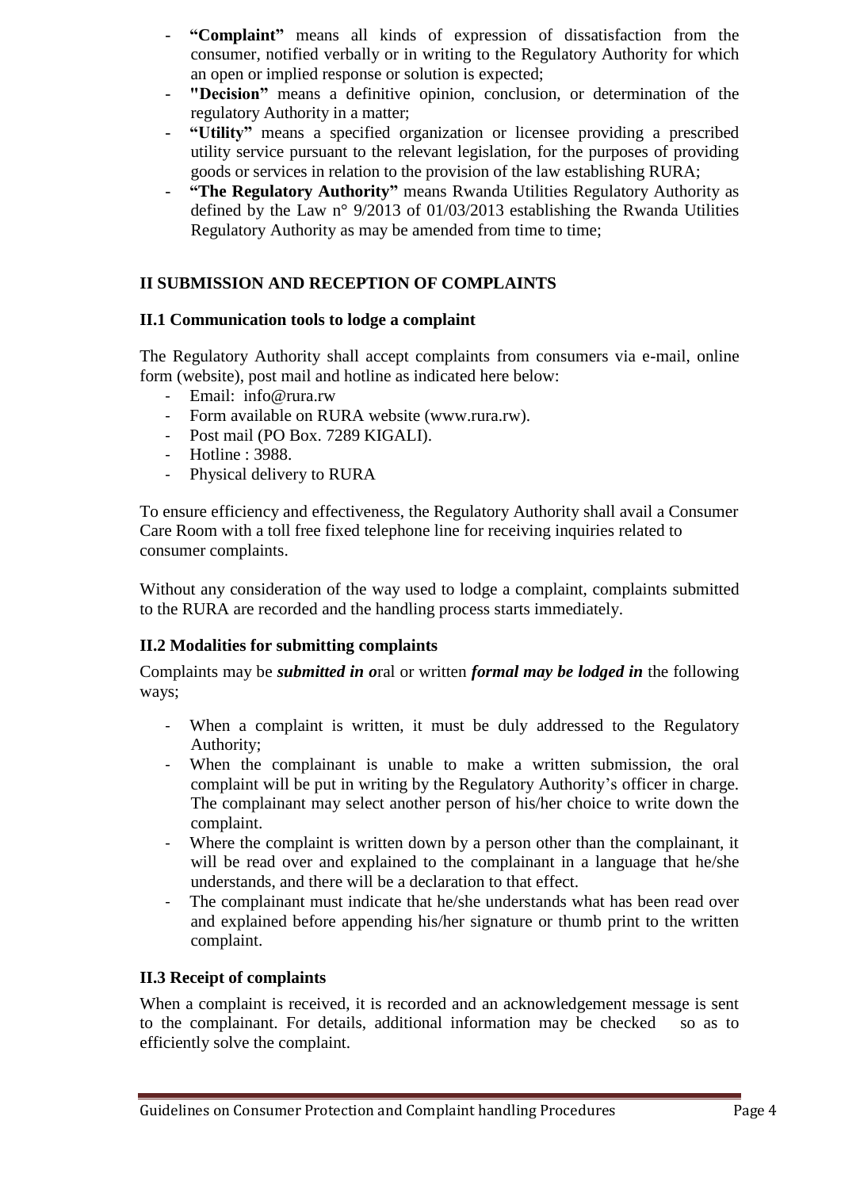- **"Complaint"** means all kinds of expression of dissatisfaction from the consumer, notified verbally or in writing to the Regulatory Authority for which an open or implied response or solution is expected;
- **"Decision"** means a definitive opinion, conclusion, or determination of the regulatory Authority in a matter;
- **"Utility"** means a specified organization or licensee providing a prescribed utility service pursuant to the relevant legislation, for the purposes of providing goods or services in relation to the provision of the law establishing RURA;
- **"The Regulatory Authority"** means Rwanda Utilities Regulatory Authority as defined by the Law n° 9/2013 of 01/03/2013 establishing the Rwanda Utilities Regulatory Authority as may be amended from time to time;

## II SUBMISSION AND RECEPTION OF COMPLAINTS

### II.1 Communication tools to lodge a complaint

The Regulatory Authority shall accept complaints from consumers via e-mail, online form (website), post mail and hotline as indicated here below:

- Email: info@rura.rw
- Form available on RURA website (www.rura.rw).
- Post mail (PO Box. 7289 KIGALI).
- Hotline : 3988.
- Physical delivery to RURA

To ensure efficiency and effectiveness, the Regulatory Authority shall avail a Consumer Care Room with a toll free fixed telephone line for receiving inquiries related to consumer complaints.

Without any consideration of the way used to lodge a complaint, complaints submitted to the RURA are recorded and the handling process starts immediately.

### II.2 Modalities for submitting complaints

Complaints may be ***submitted in o***ral or written ***formal may be lodged in*** the following ways;

- When a complaint is written, it must be duly addressed to the Regulatory Authority;
- When the complainant is unable to make a written submission, the oral complaint will be put in writing by the Regulatory Authority's officer in charge. The complainant may select another person of his/her choice to write down the complaint.
- Where the complaint is written down by a person other than the complainant, it will be read over and explained to the complainant in a language that he/she understands, and there will be a declaration to that effect.
- The complainant must indicate that he/she understands what has been read over and explained before appending his/her signature or thumb print to the written complaint.

### II.3 Receipt of complaints

When a complaint is received, it is recorded and an acknowledgement message is sent to the complainant. For details, additional information may be checked so as to efficiently solve the complaint.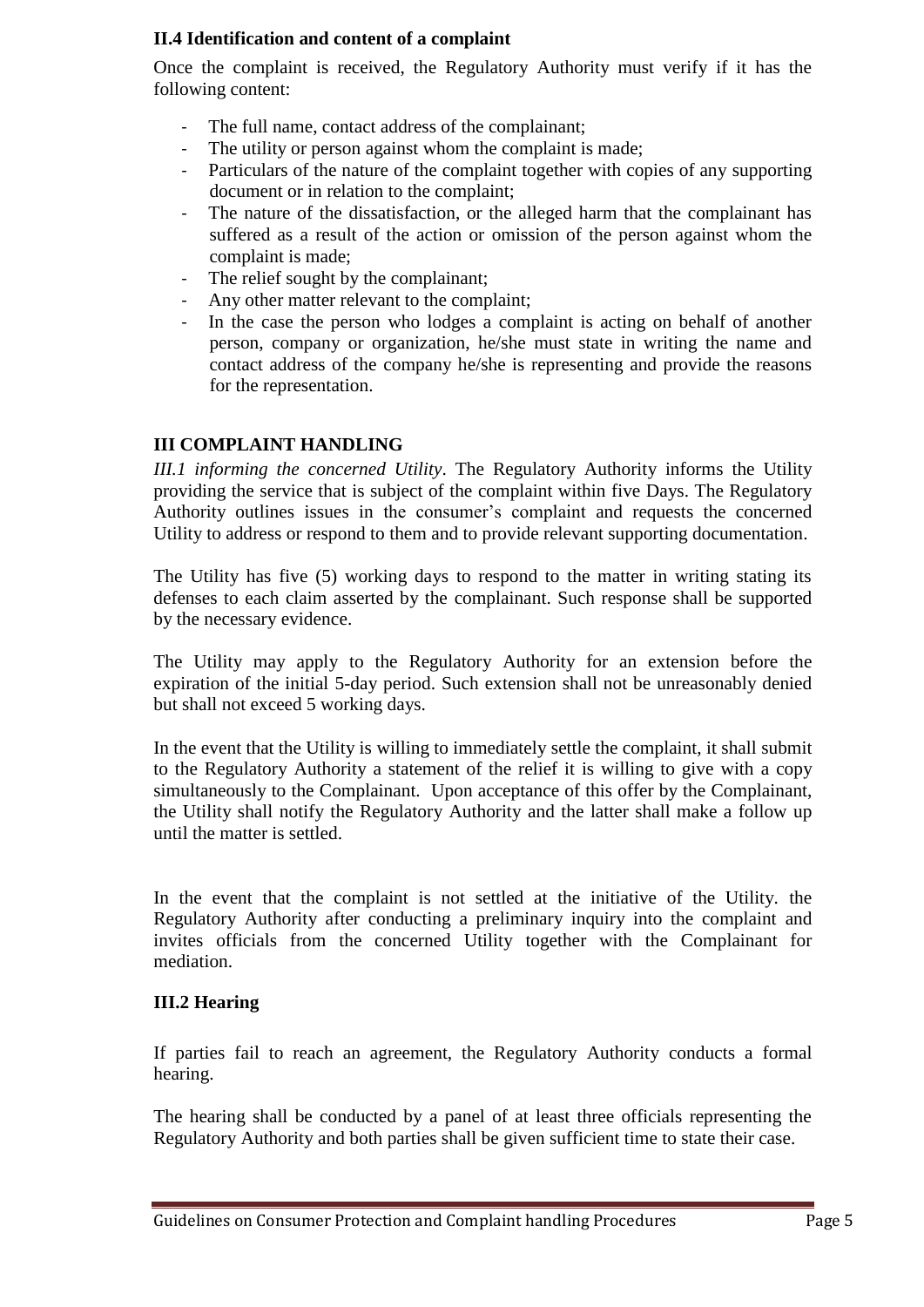### II.4 Identification and content of a complaint

Once the complaint is received, the Regulatory Authority must verify if it has the following content:

- The full name, contact address of the complainant;
- The utility or person against whom the complaint is made;
- Particulars of the nature of the complaint together with copies of any supporting document or in relation to the complaint;
- The nature of the dissatisfaction, or the alleged harm that the complainant has suffered as a result of the action or omission of the person against whom the complaint is made;
- The relief sought by the complainant;
- Any other matter relevant to the complaint;
- In the case the person who lodges a complaint is acting on behalf of another person, company or organization, he/she must state in writing the name and contact address of the company he/she is representing and provide the reasons for the representation.

## III COMPLAINT HANDLING

*III.1 informing the concerned Utility*. The Regulatory Authority informs the Utility providing the service that is subject of the complaint within five Days. The Regulatory Authority outlines issues in the consumer's complaint and requests the concerned Utility to address or respond to them and to provide relevant supporting documentation.

The Utility has five (5) working days to respond to the matter in writing stating its defenses to each claim asserted by the complainant. Such response shall be supported by the necessary evidence.

The Utility may apply to the Regulatory Authority for an extension before the expiration of the initial 5-day period. Such extension shall not be unreasonably denied but shall not exceed 5 working days.

In the event that the Utility is willing to immediately settle the complaint, it shall submit to the Regulatory Authority a statement of the relief it is willing to give with a copy simultaneously to the Complainant. Upon acceptance of this offer by the Complainant, the Utility shall notify the Regulatory Authority and the latter shall make a follow up until the matter is settled.

In the event that the complaint is not settled at the initiative of the Utility. the Regulatory Authority after conducting a preliminary inquiry into the complaint and invites officials from the concerned Utility together with the Complainant for mediation.

### III.2 Hearing

If parties fail to reach an agreement, the Regulatory Authority conducts a formal hearing.

The hearing shall be conducted by a panel of at least three officials representing the Regulatory Authority and both parties shall be given sufficient time to state their case.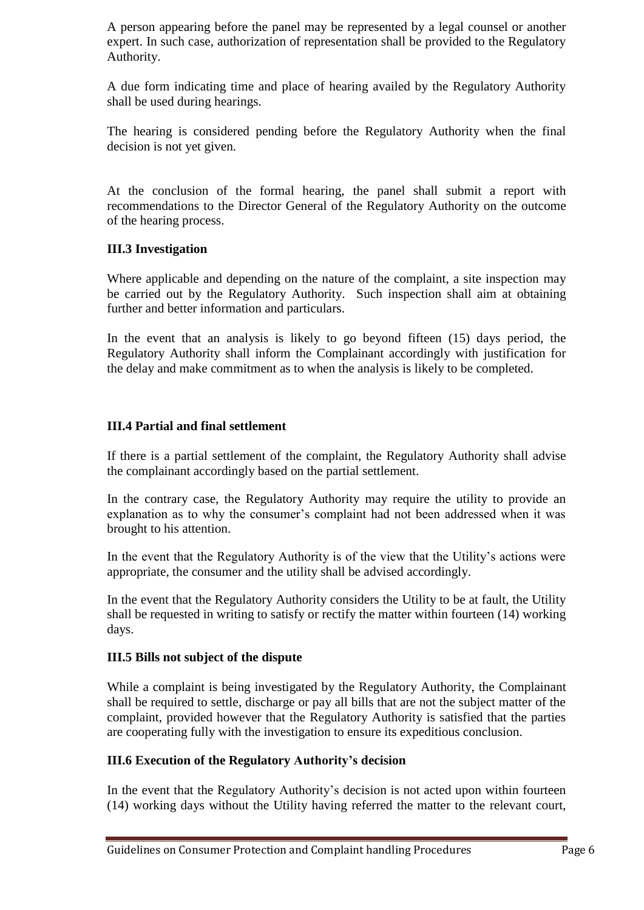A person appearing before the panel may be represented by a legal counsel or another expert. In such case, authorization of representation shall be provided to the Regulatory Authority.

A due form indicating time and place of hearing availed by the Regulatory Authority shall be used during hearings.

The hearing is considered pending before the Regulatory Authority when the final decision is not yet given.

At the conclusion of the formal hearing, the panel shall submit a report with recommendations to the Director General of the Regulatory Authority on the outcome of the hearing process.

### III.3 Investigation

Where applicable and depending on the nature of the complaint, a site inspection may be carried out by the Regulatory Authority. Such inspection shall aim at obtaining further and better information and particulars.

In the event that an analysis is likely to go beyond fifteen (15) days period, the Regulatory Authority shall inform the Complainant accordingly with justification for the delay and make commitment as to when the analysis is likely to be completed.

### III.4 Partial and final settlement

If there is a partial settlement of the complaint, the Regulatory Authority shall advise the complainant accordingly based on the partial settlement.

In the contrary case, the Regulatory Authority may require the utility to provide an explanation as to why the consumer's complaint had not been addressed when it was brought to his attention.

In the event that the Regulatory Authority is of the view that the Utility's actions were appropriate, the consumer and the utility shall be advised accordingly.

In the event that the Regulatory Authority considers the Utility to be at fault, the Utility shall be requested in writing to satisfy or rectify the matter within fourteen (14) working days.

### III.5 Bills not subject of the dispute

While a complaint is being investigated by the Regulatory Authority, the Complainant shall be required to settle, discharge or pay all bills that are not the subject matter of the complaint, provided however that the Regulatory Authority is satisfied that the parties are cooperating fully with the investigation to ensure its expeditious conclusion.

### III.6 Execution of the Regulatory Authority's decision

In the event that the Regulatory Authority's decision is not acted upon within fourteen (14) working days without the Utility having referred the matter to the relevant court,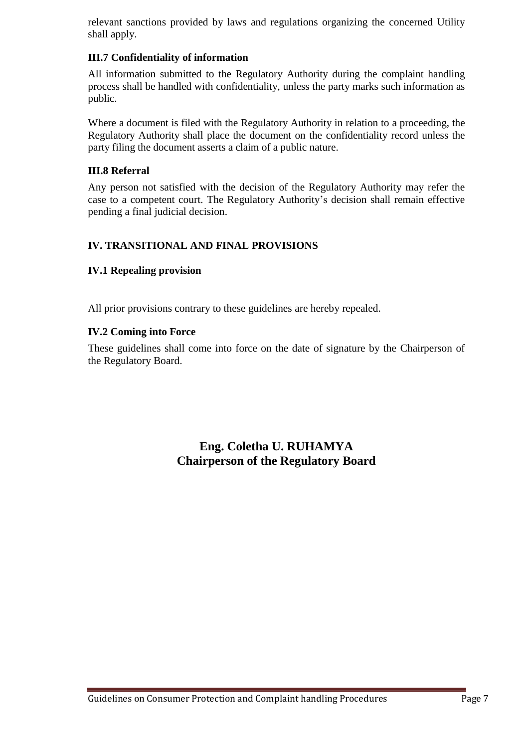relevant sanctions provided by laws and regulations organizing the concerned Utility shall apply.

### III.7 Confidentiality of information

All information submitted to the Regulatory Authority during the complaint handling process shall be handled with confidentiality, unless the party marks such information as public.

Where a document is filed with the Regulatory Authority in relation to a proceeding, the Regulatory Authority shall place the document on the confidentiality record unless the party filing the document asserts a claim of a public nature.

### III.8 Referral

Any person not satisfied with the decision of the Regulatory Authority may refer the case to a competent court. The Regulatory Authority's decision shall remain effective pending a final judicial decision.

## IV. TRANSITIONAL AND FINAL PROVISIONS

### IV.1 Repealing provision

All prior provisions contrary to these guidelines are hereby repealed.

### IV.2 Coming into Force

These guidelines shall come into force on the date of signature by the Chairperson of the Regulatory Board.

**Eng. Coletha U. RUHAMYA**
**Chairperson of the Regulatory Board**